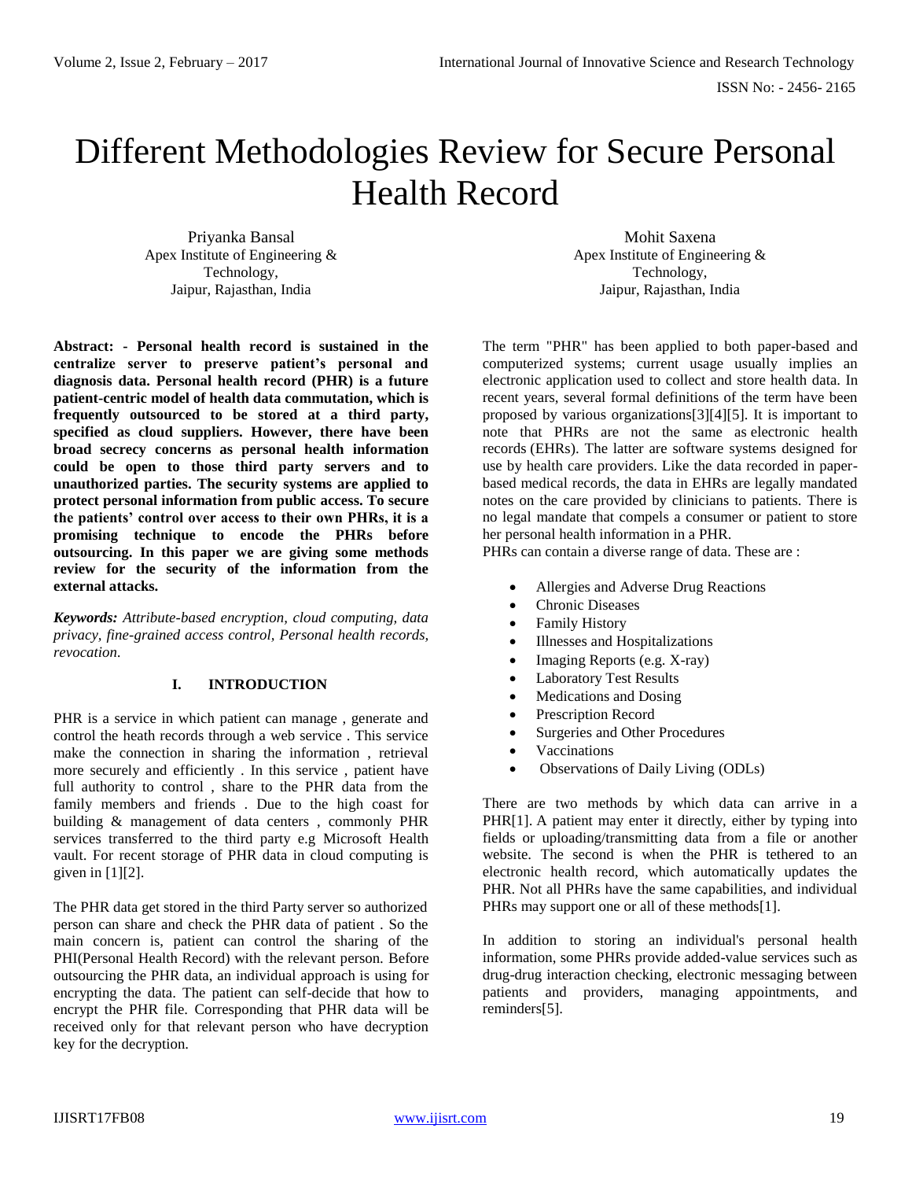# Different Methodologies Review for Secure Personal Health Record

Priyanka Bansal
Apex Institute of Engineering & Technology,
Jaipur, Rajasthan, India

Mohit Saxena
Apex Institute of Engineering & Technology,
Jaipur, Rajasthan, India

**Abstract: - Personal health record is sustained in the centralize server to preserve patient's personal and diagnosis data. Personal health record (PHR) is a future patient-centric model of health data commutation, which is frequently outsourced to be stored at a third party, specified as cloud suppliers. However, there have been broad secrecy concerns as personal health information could be open to those third party servers and to unauthorized parties. The security systems are applied to protect personal information from public access. To secure the patients' control over access to their own PHRs, it is a promising technique to encode the PHRs before outsourcing. In this paper we are giving some methods review for the security of the information from the external attacks.**

***Keywords:*** *Attribute-based encryption, cloud computing, data privacy, fine-grained access control, Personal health records, revocation.*

## I. INTRODUCTION

PHR is a service in which patient can manage , generate and control the heath records through a web service . This service make the connection in sharing the information , retrieval more securely and efficiently . In this service , patient have full authority to control , share to the PHR data from the family members and friends . Due to the high coast for building & management of data centers , commonly PHR services transferred to the third party e.g Microsoft Health vault. For recent storage of PHR data in cloud computing is given in [1][2].

The PHR data get stored in the third Party server so authorized person can share and check the PHR data of patient . So the main concern is, patient can control the sharing of the PHI(Personal Health Record) with the relevant person. Before outsourcing the PHR data, an individual approach is using for encrypting the data. The patient can self-decide that how to encrypt the PHR file. Corresponding that PHR data will be received only for that relevant person who have decryption key for the decryption.

The term "PHR" has been applied to both paper-based and computerized systems; current usage usually implies an electronic application used to collect and store health data. In recent years, several formal definitions of the term have been proposed by various organizations[3][4][5]. It is important to note that PHRs are not the same as electronic health records (EHRs). The latter are software systems designed for use by health care providers. Like the data recorded in paper-based medical records, the data in EHRs are legally mandated notes on the care provided by clinicians to patients. There is no legal mandate that compels a consumer or patient to store her personal health information in a PHR.

PHRs can contain a diverse range of data. These are :

- Allergies and Adverse Drug Reactions
- Chronic Diseases
- Family History
- Illnesses and Hospitalizations
- Imaging Reports (e.g. X-ray)
- Laboratory Test Results
- Medications and Dosing
- Prescription Record
- Surgeries and Other Procedures
- Vaccinations
- Observations of Daily Living (ODLs)

There are two methods by which data can arrive in a PHR[1]. A patient may enter it directly, either by typing into fields or uploading/transmitting data from a file or another website. The second is when the PHR is tethered to an electronic health record, which automatically updates the PHR. Not all PHRs have the same capabilities, and individual PHRs may support one or all of these methods[1].

In addition to storing an individual's personal health information, some PHRs provide added-value services such as drug-drug interaction checking, electronic messaging between patients and providers, managing appointments, and reminders[5].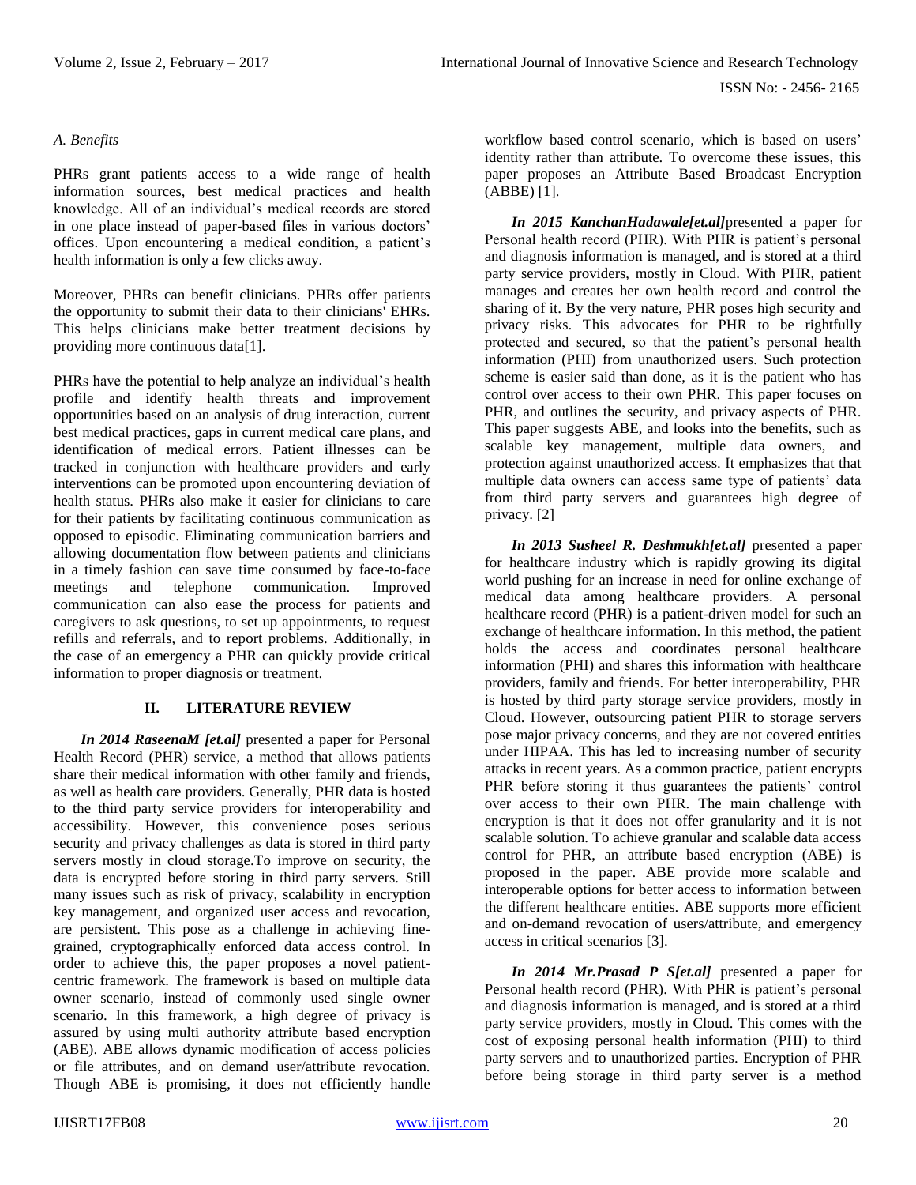### A. Benefits

PHRs grant patients access to a wide range of health information sources, best medical practices and health knowledge. All of an individual's medical records are stored in one place instead of paper-based files in various doctors' offices. Upon encountering a medical condition, a patient's health information is only a few clicks away.

Moreover, PHRs can benefit clinicians. PHRs offer patients the opportunity to submit their data to their clinicians' EHRs. This helps clinicians make better treatment decisions by providing more continuous data[1].

PHRs have the potential to help analyze an individual's health profile and identify health threats and improvement opportunities based on an analysis of drug interaction, current best medical practices, gaps in current medical care plans, and identification of medical errors. Patient illnesses can be tracked in conjunction with healthcare providers and early interventions can be promoted upon encountering deviation of health status. PHRs also make it easier for clinicians to care for their patients by facilitating continuous communication as opposed to episodic. Eliminating communication barriers and allowing documentation flow between patients and clinicians in a timely fashion can save time consumed by face-to-face meetings and telephone communication. Improved communication can also ease the process for patients and caregivers to ask questions, to set up appointments, to request refills and referrals, and to report problems. Additionally, in the case of an emergency a PHR can quickly provide critical information to proper diagnosis or treatment.

## II. LITERATURE REVIEW

***In 2014 RaseenaM [et.al]*** presented a paper for Personal Health Record (PHR) service, a method that allows patients share their medical information with other family and friends, as well as health care providers. Generally, PHR data is hosted to the third party service providers for interoperability and accessibility. However, this convenience poses serious security and privacy challenges as data is stored in third party servers mostly in cloud storage.To improve on security, the data is encrypted before storing in third party servers. Still many issues such as risk of privacy, scalability in encryption key management, and organized user access and revocation, are persistent. This pose as a challenge in achieving fine-grained, cryptographically enforced data access control. In order to achieve this, the paper proposes a novel patient-centric framework. The framework is based on multiple data owner scenario, instead of commonly used single owner scenario. In this framework, a high degree of privacy is assured by using multi authority attribute based encryption (ABE). ABE allows dynamic modification of access policies or file attributes, and on demand user/attribute revocation. Though ABE is promising, it does not efficiently handle workflow based control scenario, which is based on users' identity rather than attribute. To overcome these issues, this paper proposes an Attribute Based Broadcast Encryption (ABBE) [1].

***In 2015 KanchanHadawale[et.al]***presented a paper for Personal health record (PHR). With PHR is patient's personal and diagnosis information is managed, and is stored at a third party service providers, mostly in Cloud. With PHR, patient manages and creates her own health record and control the sharing of it. By the very nature, PHR poses high security and privacy risks. This advocates for PHR to be rightfully protected and secured, so that the patient's personal health information (PHI) from unauthorized users. Such protection scheme is easier said than done, as it is the patient who has control over access to their own PHR. This paper focuses on PHR, and outlines the security, and privacy aspects of PHR. This paper suggests ABE, and looks into the benefits, such as scalable key management, multiple data owners, and protection against unauthorized access. It emphasizes that that multiple data owners can access same type of patients' data from third party servers and guarantees high degree of privacy. [2]

***In 2013 Susheel R. Deshmukh[et.al]*** presented a paper for healthcare industry which is rapidly growing its digital world pushing for an increase in need for online exchange of medical data among healthcare providers. A personal healthcare record (PHR) is a patient-driven model for such an exchange of healthcare information. In this method, the patient holds the access and coordinates personal healthcare information (PHI) and shares this information with healthcare providers, family and friends. For better interoperability, PHR is hosted by third party storage service providers, mostly in Cloud. However, outsourcing patient PHR to storage servers pose major privacy concerns, and they are not covered entities under HIPAA. This has led to increasing number of security attacks in recent years. As a common practice, patient encrypts PHR before storing it thus guarantees the patients' control over access to their own PHR. The main challenge with encryption is that it does not offer granularity and it is not scalable solution. To achieve granular and scalable data access control for PHR, an attribute based encryption (ABE) is proposed in the paper. ABE provide more scalable and interoperable options for better access to information between the different healthcare entities. ABE supports more efficient and on-demand revocation of users/attribute, and emergency access in critical scenarios [3].

***In 2014 Mr.Prasad P S[et.al]*** presented a paper for Personal health record (PHR). With PHR is patient's personal and diagnosis information is managed, and is stored at a third party service providers, mostly in Cloud. This comes with the cost of exposing personal health information (PHI) to third party servers and to unauthorized parties. Encryption of PHR before being storage in third party server is a method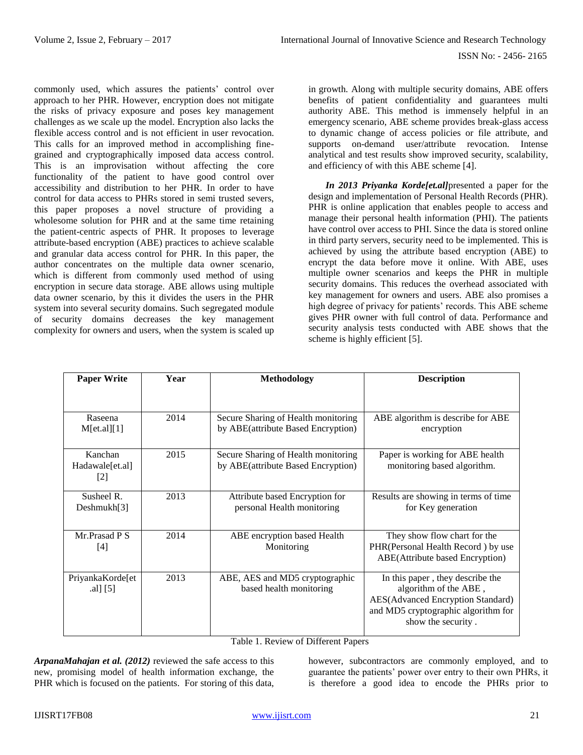commonly used, which assures the patients' control over approach to her PHR. However, encryption does not mitigate the risks of privacy exposure and poses key management challenges as we scale up the model. Encryption also lacks the flexible access control and is not efficient in user revocation. This calls for an improved method in accomplishing fine-grained and cryptographically imposed data access control. This is an improvisation without affecting the core functionality of the patient to have good control over accessibility and distribution to her PHR. In order to have control for data access to PHRs stored in semi trusted severs, this paper proposes a novel structure of providing a wholesome solution for PHR and at the same time retaining the patient-centric aspects of PHR. It proposes to leverage attribute-based encryption (ABE) practices to achieve scalable and granular data access control for PHR. In this paper, the author concentrates on the multiple data owner scenario, which is different from commonly used method of using encryption in secure data storage. ABE allows using multiple data owner scenario, by this it divides the users in the PHR system into several security domains. Such segregated module of security domains decreases the key management complexity for owners and users, when the system is scaled up in growth. Along with multiple security domains, ABE offers benefits of patient confidentiality and guarantees multi authority ABE. This method is immensely helpful in an emergency scenario, ABE scheme provides break-glass access to dynamic change of access policies or file attribute, and supports on-demand user/attribute revocation. Intense analytical and test results show improved security, scalability, and efficiency of with this ABE scheme [4].

***In 2013 Priyanka Korde[et.al]***presented a paper for the design and implementation of Personal Health Records (PHR). PHR is online application that enables people to access and manage their personal health information (PHI). The patients have control over access to PHI. Since the data is stored online in third party servers, security need to be implemented. This is achieved by using the attribute based encryption (ABE) to encrypt the data before move it online. With ABE, uses multiple owner scenarios and keeps the PHR in multiple security domains. This reduces the overhead associated with key management for owners and users. ABE also promises a high degree of privacy for patients' records. This ABE scheme gives PHR owner with full control of data. Performance and security analysis tests conducted with ABE shows that the scheme is highly efficient [5].

| Paper Write | Year | Methodology | Description |
|---|---|---|---|
| Raseena M[et.al][1] | 2014 | Secure Sharing of Health monitoring by ABE(attribute Based Encryption) | ABE algorithm is describe for ABE encryption |
| Kanchan Hadawale[et.al] [2] | 2015 | Secure Sharing of Health monitoring by ABE(attribute Based Encryption) | Paper is working for ABE health monitoring based algorithm. |
| Susheel R. Deshmukh[3] | 2013 | Attribute based Encryption for personal Health monitoring | Results are showing in terms of time for Key generation |
| Mr.Prasad P S [4] | 2014 | ABE encryption based Health Monitoring | They show flow chart for the PHR(Personal Health Record ) by use ABE(Attribute based Encryption) |
| PriyankaKorde[et .al] [5] | 2013 | ABE, AES and MD5 cryptographic based health monitoring | In this paper , they describe the algorithm of the ABE , AES(Advanced Encryption Standard) and MD5 cryptographic algorithm for show the security . |

Table 1. Review of Different Papers

***ArpanaMahajan et al. (2012)*** reviewed the safe access to this new, promising model of health information exchange, the PHR which is focused on the patients. For storing of this data, however, subcontractors are commonly employed, and to guarantee the patients' power over entry to their own PHRs, it is therefore a good idea to encode the PHRs prior to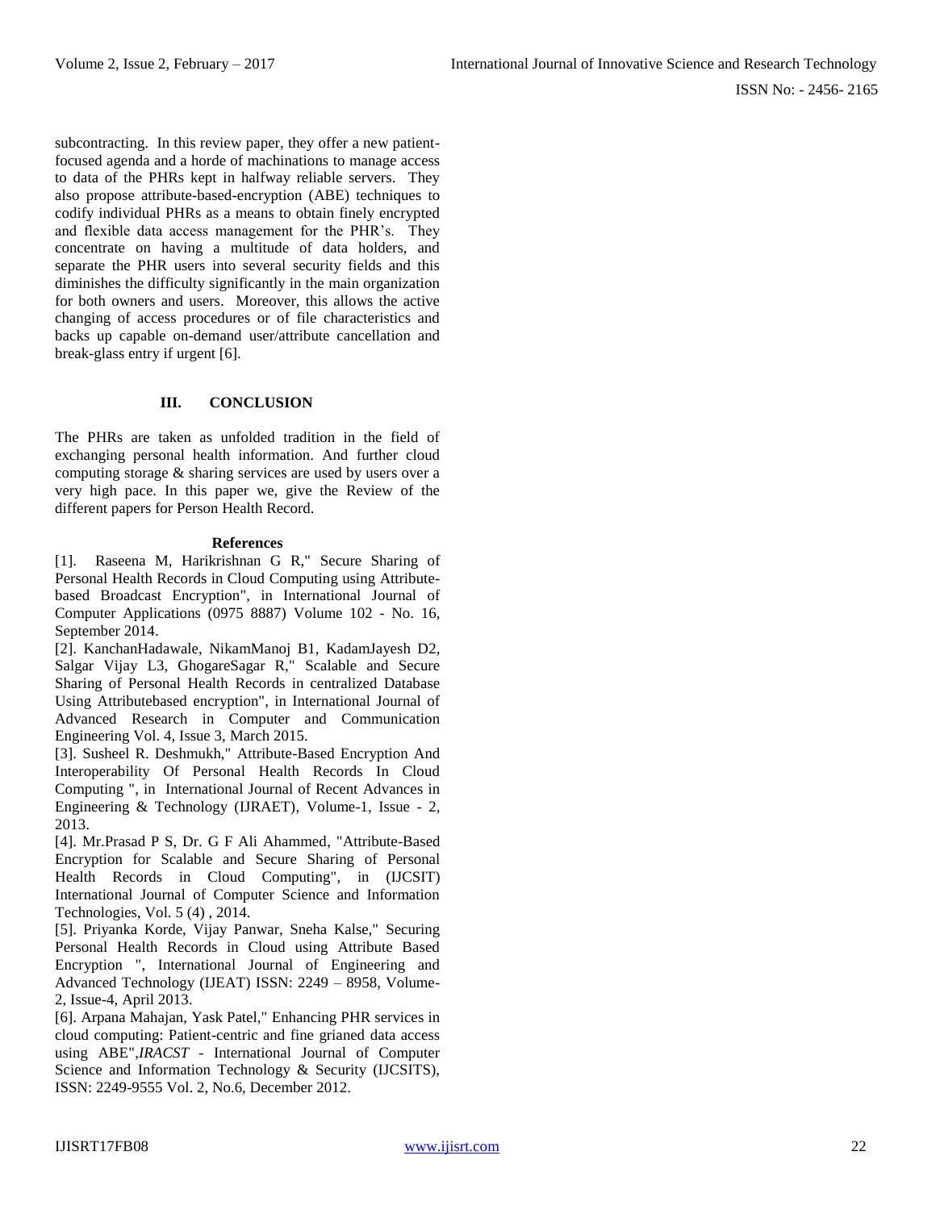subcontracting. In this review paper, they offer a new patient-focused agenda and a horde of machinations to manage access to data of the PHRs kept in halfway reliable servers. They also propose attribute-based-encryption (ABE) techniques to codify individual PHRs as a means to obtain finely encrypted and flexible data access management for the PHR's. They concentrate on having a multitude of data holders, and separate the PHR users into several security fields and this diminishes the difficulty significantly in the main organization for both owners and users. Moreover, this allows the active changing of access procedures or of file characteristics and backs up capable on-demand user/attribute cancellation and break-glass entry if urgent [6].

## III. CONCLUSION

The PHRs are taken as unfolded tradition in the field of exchanging personal health information. And further cloud computing storage & sharing services are used by users over a very high pace. In this paper we, give the Review of the different papers for Person Health Record.

### References

[1]. Raseena M, Harikrishnan G R," Secure Sharing of Personal Health Records in Cloud Computing using Attribute-based Broadcast Encryption", in International Journal of Computer Applications (0975 8887) Volume 102 - No. 16, September 2014.

[2]. KanchanHadawale, NikamManoj B1, KadamJayesh D2, Salgar Vijay L3, GhogareSagar R," Scalable and Secure Sharing of Personal Health Records in centralized Database Using Attributebased encryption", in International Journal of Advanced Research in Computer and Communication Engineering Vol. 4, Issue 3, March 2015.

[3]. Susheel R. Deshmukh," Attribute-Based Encryption And Interoperability Of Personal Health Records In Cloud Computing ", in International Journal of Recent Advances in Engineering & Technology (IJRAET), Volume-1, Issue - 2, 2013.

[4]. Mr.Prasad P S, Dr. G F Ali Ahammed, "Attribute-Based Encryption for Scalable and Secure Sharing of Personal Health Records in Cloud Computing", in (IJCSIT) International Journal of Computer Science and Information Technologies, Vol. 5 (4) , 2014.

[5]. Priyanka Korde, Vijay Panwar, Sneha Kalse," Securing Personal Health Records in Cloud using Attribute Based Encryption ", International Journal of Engineering and Advanced Technology (IJEAT) ISSN: 2249 – 8958, Volume-2, Issue-4, April 2013.

[6]. Arpana Mahajan, Yask Patel," Enhancing PHR services in cloud computing: Patient-centric and fine grianed data access using ABE",*IRACST* - International Journal of Computer Science and Information Technology & Security (IJCSITS), ISSN: 2249-9555 Vol. 2, No.6, December 2012.